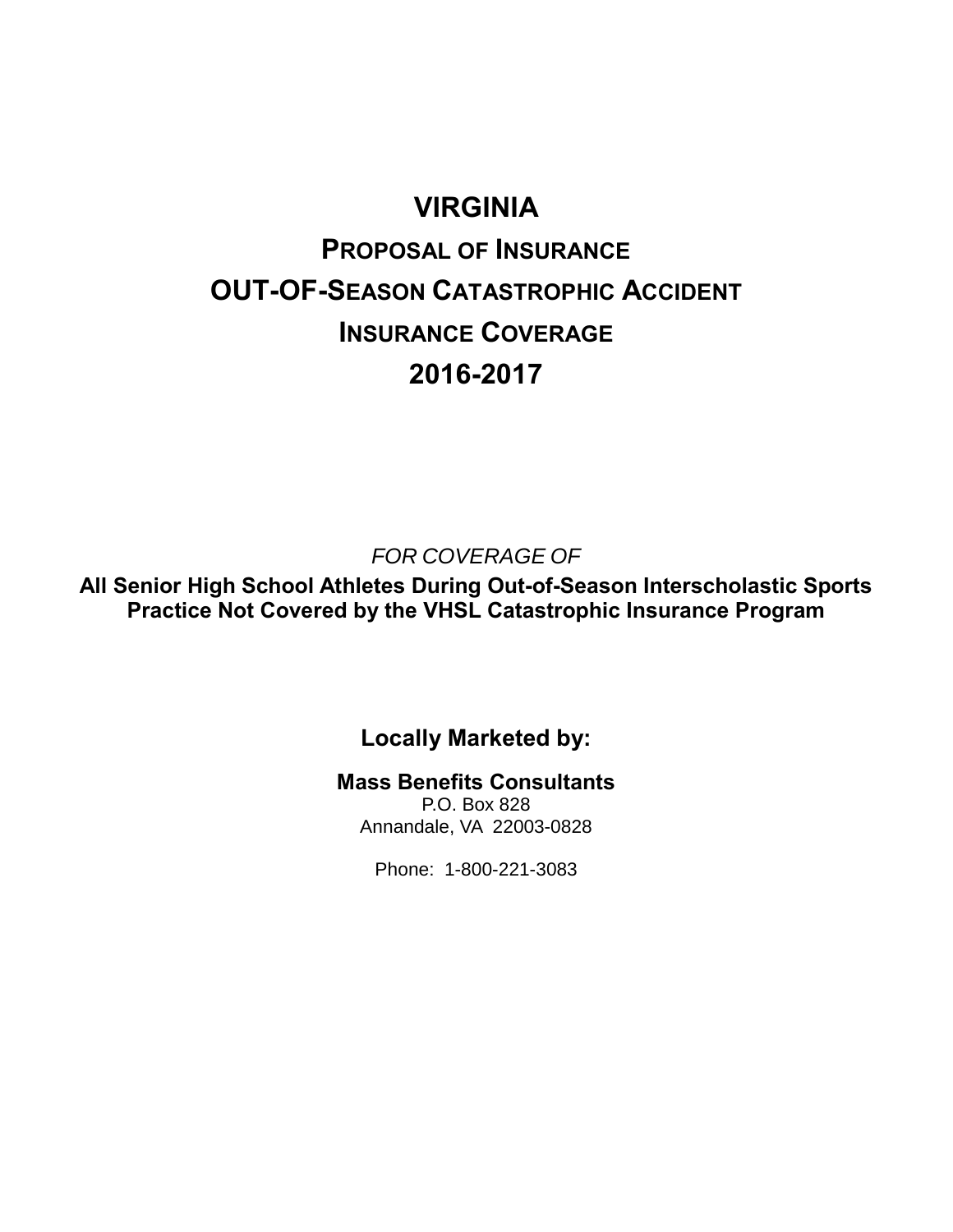# VIRGINIA

## PROPOSAL OF INSURANCE

## OUT-OF-SEASON CATASTROPHIC ACCIDENT

## INSURANCE COVERAGE

## 2016-2017

*FOR COVERAGE OF*

**All Senior High School Athletes During Out-of-Season Interscholastic Sports Practice Not Covered by the VHSL Catastrophic Insurance Program**

**Locally Marketed by:**

**Mass Benefits Consultants**
P.O. Box 828
Annandale, VA 22003-0828

Phone: 1-800-221-3083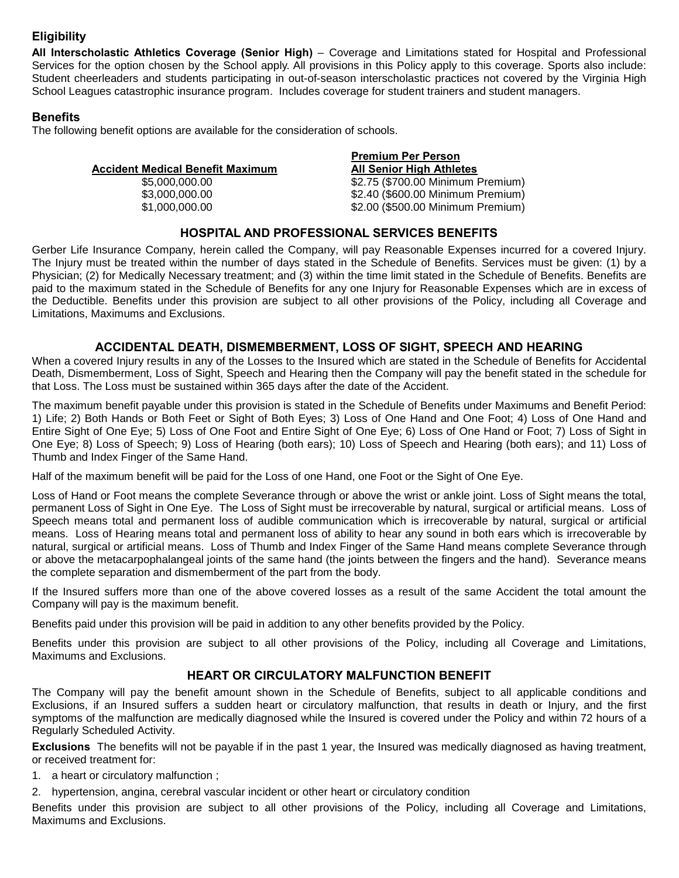## Eligibility

**All Interscholastic Athletics Coverage (Senior High)** – Coverage and Limitations stated for Hospital and Professional Services for the option chosen by the School apply. All provisions in this Policy apply to this coverage. Sports also include: Student cheerleaders and students participating in out-of-season interscholastic practices not covered by the Virginia High School Leagues catastrophic insurance program. Includes coverage for student trainers and student managers.

## Benefits

The following benefit options are available for the consideration of schools.

| Accident Medical Benefit Maximum | Premium Per Person<br>All Senior High Athletes |
|---|---|
| $5,000,000.00 | $2.75 ($700.00 Minimum Premium) |
| $3,000,000.00 | $2.40 ($600.00 Minimum Premium) |
| $1,000,000.00 | $2.00 ($500.00 Minimum Premium) |

## HOSPITAL AND PROFESSIONAL SERVICES BENEFITS

Gerber Life Insurance Company, herein called the Company, will pay Reasonable Expenses incurred for a covered Injury. The Injury must be treated within the number of days stated in the Schedule of Benefits. Services must be given: (1) by a Physician; (2) for Medically Necessary treatment; and (3) within the time limit stated in the Schedule of Benefits. Benefits are paid to the maximum stated in the Schedule of Benefits for any one Injury for Reasonable Expenses which are in excess of the Deductible. Benefits under this provision are subject to all other provisions of the Policy, including all Coverage and Limitations, Maximums and Exclusions.

## ACCIDENTAL DEATH, DISMEMBERMENT, LOSS OF SIGHT, SPEECH AND HEARING

When a covered Injury results in any of the Losses to the Insured which are stated in the Schedule of Benefits for Accidental Death, Dismemberment, Loss of Sight, Speech and Hearing then the Company will pay the benefit stated in the schedule for that Loss. The Loss must be sustained within 365 days after the date of the Accident.

The maximum benefit payable under this provision is stated in the Schedule of Benefits under Maximums and Benefit Period: 1) Life; 2) Both Hands or Both Feet or Sight of Both Eyes; 3) Loss of One Hand and One Foot; 4) Loss of One Hand and Entire Sight of One Eye; 5) Loss of One Foot and Entire Sight of One Eye; 6) Loss of One Hand or Foot; 7) Loss of Sight in One Eye; 8) Loss of Speech; 9) Loss of Hearing (both ears); 10) Loss of Speech and Hearing (both ears); and 11) Loss of Thumb and Index Finger of the Same Hand.

Half of the maximum benefit will be paid for the Loss of one Hand, one Foot or the Sight of One Eye.

Loss of Hand or Foot means the complete Severance through or above the wrist or ankle joint. Loss of Sight means the total, permanent Loss of Sight in One Eye. The Loss of Sight must be irrecoverable by natural, surgical or artificial means. Loss of Speech means total and permanent loss of audible communication which is irrecoverable by natural, surgical or artificial means. Loss of Hearing means total and permanent loss of ability to hear any sound in both ears which is irrecoverable by natural, surgical or artificial means. Loss of Thumb and Index Finger of the Same Hand means complete Severance through or above the metacarpophalangeal joints of the same hand (the joints between the fingers and the hand). Severance means the complete separation and dismemberment of the part from the body.

If the Insured suffers more than one of the above covered losses as a result of the same Accident the total amount the Company will pay is the maximum benefit.

Benefits paid under this provision will be paid in addition to any other benefits provided by the Policy.

Benefits under this provision are subject to all other provisions of the Policy, including all Coverage and Limitations, Maximums and Exclusions.

## HEART OR CIRCULATORY MALFUNCTION BENEFIT

The Company will pay the benefit amount shown in the Schedule of Benefits, subject to all applicable conditions and Exclusions, if an Insured suffers a sudden heart or circulatory malfunction, that results in death or Injury, and the first symptoms of the malfunction are medically diagnosed while the Insured is covered under the Policy and within 72 hours of a Regularly Scheduled Activity.

**Exclusions** The benefits will not be payable if in the past 1 year, the Insured was medically diagnosed as having treatment, or received treatment for:

1. a heart or circulatory malfunction ;
2. hypertension, angina, cerebral vascular incident or other heart or circulatory condition

Benefits under this provision are subject to all other provisions of the Policy, including all Coverage and Limitations, Maximums and Exclusions.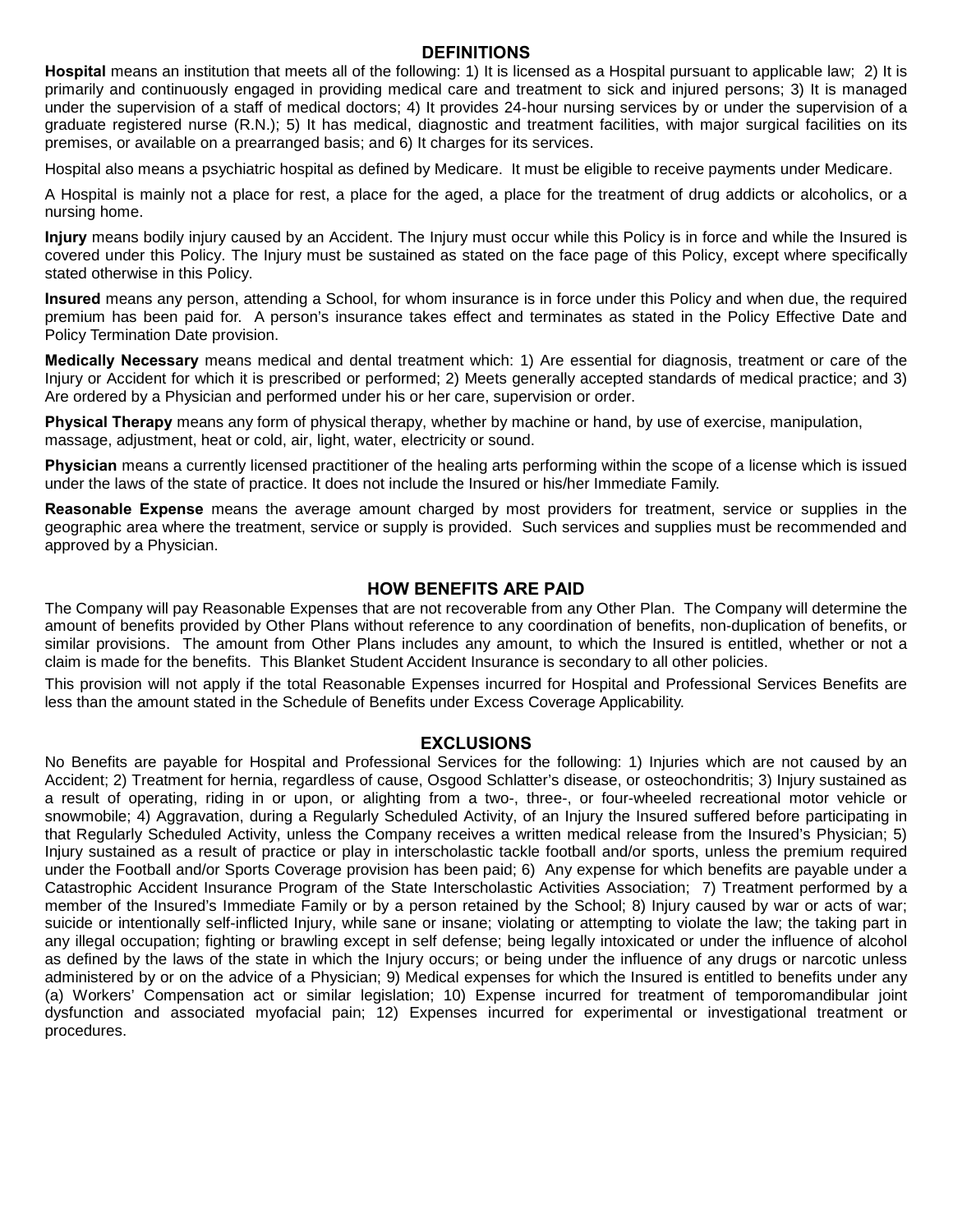## DEFINITIONS

**Hospital** means an institution that meets all of the following: 1) It is licensed as a Hospital pursuant to applicable law; 2) It is primarily and continuously engaged in providing medical care and treatment to sick and injured persons; 3) It is managed under the supervision of a staff of medical doctors; 4) It provides 24-hour nursing services by or under the supervision of a graduate registered nurse (R.N.); 5) It has medical, diagnostic and treatment facilities, with major surgical facilities on its premises, or available on a prearranged basis; and 6) It charges for its services.

Hospital also means a psychiatric hospital as defined by Medicare. It must be eligible to receive payments under Medicare.

A Hospital is mainly not a place for rest, a place for the aged, a place for the treatment of drug addicts or alcoholics, or a nursing home.

**Injury** means bodily injury caused by an Accident. The Injury must occur while this Policy is in force and while the Insured is covered under this Policy. The Injury must be sustained as stated on the face page of this Policy, except where specifically stated otherwise in this Policy.

**Insured** means any person, attending a School, for whom insurance is in force under this Policy and when due, the required premium has been paid for. A person's insurance takes effect and terminates as stated in the Policy Effective Date and Policy Termination Date provision.

**Medically Necessary** means medical and dental treatment which: 1) Are essential for diagnosis, treatment or care of the Injury or Accident for which it is prescribed or performed; 2) Meets generally accepted standards of medical practice; and 3) Are ordered by a Physician and performed under his or her care, supervision or order.

**Physical Therapy** means any form of physical therapy, whether by machine or hand, by use of exercise, manipulation, massage, adjustment, heat or cold, air, light, water, electricity or sound.

**Physician** means a currently licensed practitioner of the healing arts performing within the scope of a license which is issued under the laws of the state of practice. It does not include the Insured or his/her Immediate Family.

**Reasonable Expense** means the average amount charged by most providers for treatment, service or supplies in the geographic area where the treatment, service or supply is provided. Such services and supplies must be recommended and approved by a Physician.

## HOW BENEFITS ARE PAID

The Company will pay Reasonable Expenses that are not recoverable from any Other Plan. The Company will determine the amount of benefits provided by Other Plans without reference to any coordination of benefits, non-duplication of benefits, or similar provisions. The amount from Other Plans includes any amount, to which the Insured is entitled, whether or not a claim is made for the benefits. This Blanket Student Accident Insurance is secondary to all other policies.

This provision will not apply if the total Reasonable Expenses incurred for Hospital and Professional Services Benefits are less than the amount stated in the Schedule of Benefits under Excess Coverage Applicability.

## EXCLUSIONS

No Benefits are payable for Hospital and Professional Services for the following: 1) Injuries which are not caused by an Accident; 2) Treatment for hernia, regardless of cause, Osgood Schlatter's disease, or osteochondritis; 3) Injury sustained as a result of operating, riding in or upon, or alighting from a two-, three-, or four-wheeled recreational motor vehicle or snowmobile; 4) Aggravation, during a Regularly Scheduled Activity, of an Injury the Insured suffered before participating in that Regularly Scheduled Activity, unless the Company receives a written medical release from the Insured's Physician; 5) Injury sustained as a result of practice or play in interscholastic tackle football and/or sports, unless the premium required under the Football and/or Sports Coverage provision has been paid; 6) Any expense for which benefits are payable under a Catastrophic Accident Insurance Program of the State Interscholastic Activities Association; 7) Treatment performed by a member of the Insured's Immediate Family or by a person retained by the School; 8) Injury caused by war or acts of war; suicide or intentionally self-inflicted Injury, while sane or insane; violating or attempting to violate the law; the taking part in any illegal occupation; fighting or brawling except in self defense; being legally intoxicated or under the influence of alcohol as defined by the laws of the state in which the Injury occurs; or being under the influence of any drugs or narcotic unless administered by or on the advice of a Physician; 9) Medical expenses for which the Insured is entitled to benefits under any (a) Workers' Compensation act or similar legislation; 10) Expense incurred for treatment of temporomandibular joint dysfunction and associated myofacial pain; 12) Expenses incurred for experimental or investigational treatment or procedures.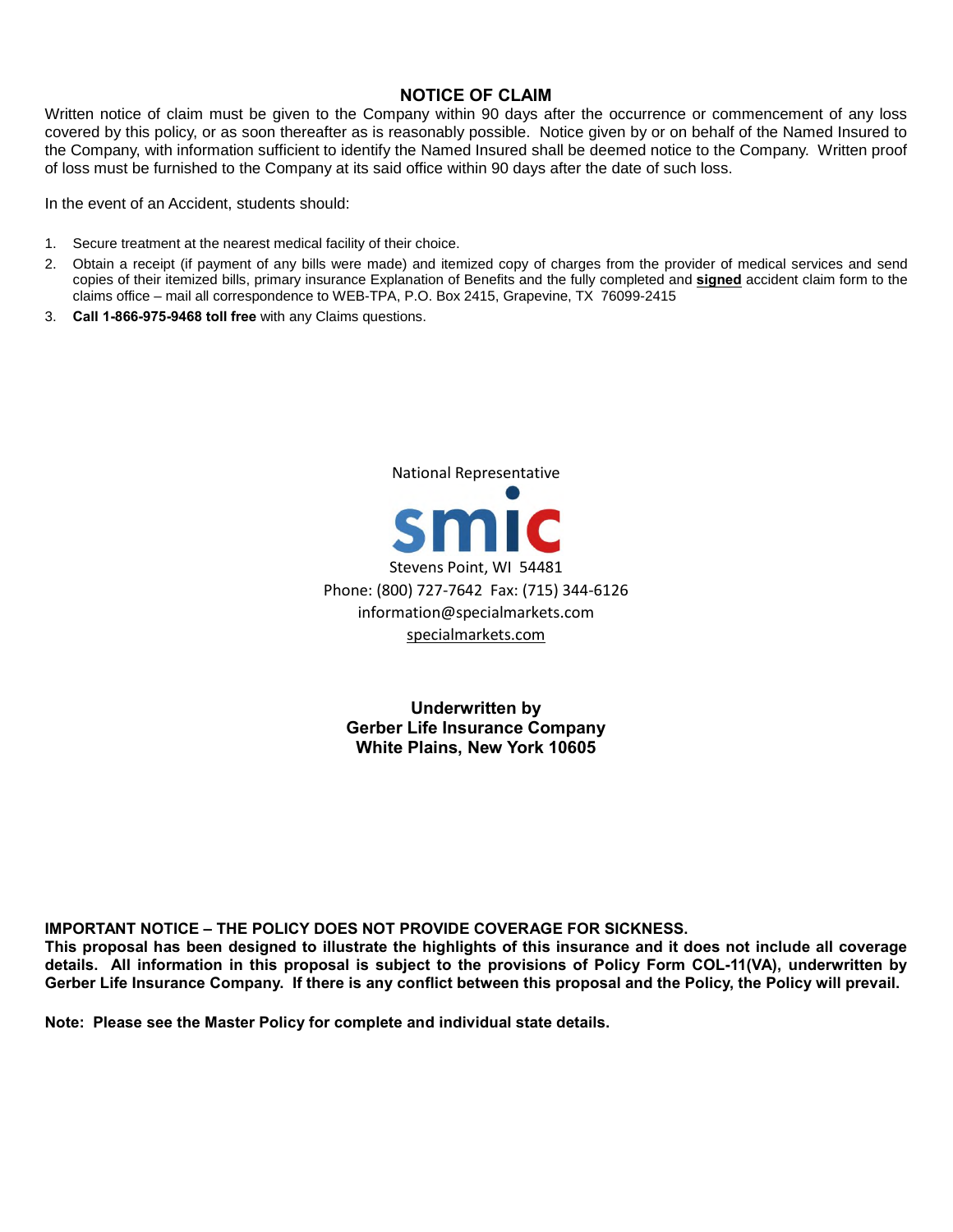## NOTICE OF CLAIM

Written notice of claim must be given to the Company within 90 days after the occurrence or commencement of any loss covered by this policy, or as soon thereafter as is reasonably possible. Notice given by or on behalf of the Named Insured to the Company, with information sufficient to identify the Named Insured shall be deemed notice to the Company. Written proof of loss must be furnished to the Company at its said office within 90 days after the date of such loss.

In the event of an Accident, students should:

1. Secure treatment at the nearest medical facility of their choice.
2. Obtain a receipt (if payment of any bills were made) and itemized copy of charges from the provider of medical services and send copies of their itemized bills, primary insurance Explanation of Benefits and the fully completed and **signed** accident claim form to the claims office – mail all correspondence to WEB-TPA, P.O. Box 2415, Grapevine, TX 76099-2415
3. **Call 1-866-975-9468 toll free** with any Claims questions.

National Representative

smic

Stevens Point, WI 54481
Phone: (800) 727-7642 Fax: (715) 344-6126
information@specialmarkets.com
specialmarkets.com

**Underwritten by**
**Gerber Life Insurance Company**
**White Plains, New York 10605**

**IMPORTANT NOTICE – THE POLICY DOES NOT PROVIDE COVERAGE FOR SICKNESS.**
**This proposal has been designed to illustrate the highlights of this insurance and it does not include all coverage details. All information in this proposal is subject to the provisions of Policy Form COL-11(VA), underwritten by Gerber Life Insurance Company. If there is any conflict between this proposal and the Policy, the Policy will prevail.**

**Note: Please see the Master Policy for complete and individual state details.**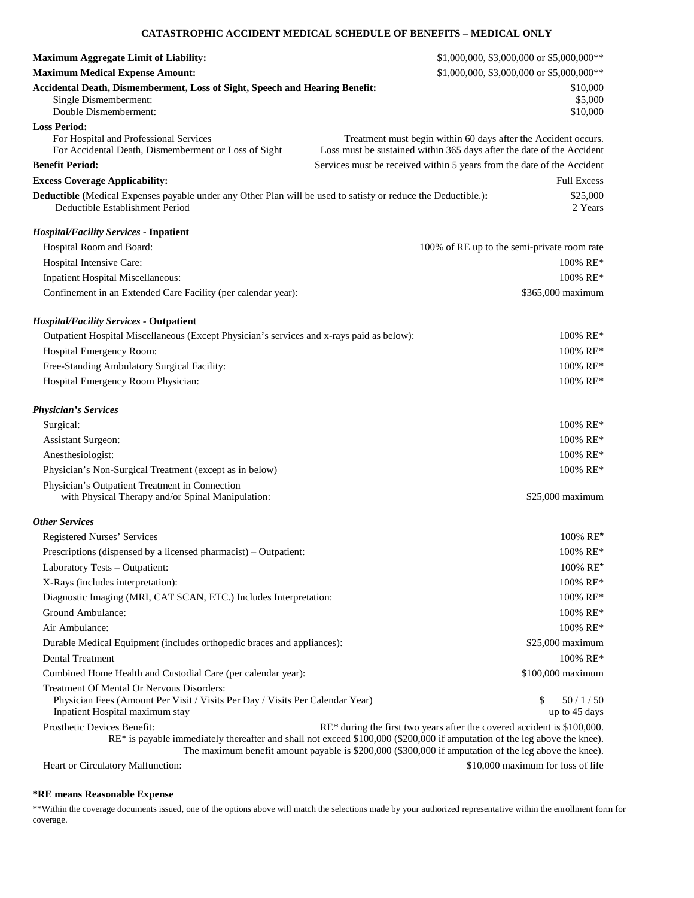**CATASTROPHIC ACCIDENT MEDICAL SCHEDULE OF BENEFITS – MEDICAL ONLY**

| | |
|---|---|
| **Maximum Aggregate Limit of Liability:** | $1,000,000, $3,000,000 or $5,000,000** |
| **Maximum Medical Expense Amount:** | $1,000,000, $3,000,000 or $5,000,000** |
| **Accidental Death, Dismemberment, Loss of Sight, Speech and Hearing Benefit:** | $10,000 |
| Single Dismemberment: | $5,000 |
| Double Dismemberment: | $10,000 |
| **Loss Period:** | |
| For Hospital and Professional Services | Treatment must begin within 60 days after the Accident occurs. |
| For Accidental Death, Dismemberment or Loss of Sight | Loss must be sustained within 365 days after the date of the Accident |
| **Benefit Period:** | Services must be received within 5 years from the date of the Accident |
| **Excess Coverage Applicability:** | Full Excess |
| **Deductible (**Medical Expenses payable under any Other Plan will be used to satisfy or reduce the Deductible.)**:** | $25,000 |
| Deductible Establishment Period | 2 Years |

***Hospital/Facility Services* - Inpatient**

| | |
|---|---|
| Hospital Room and Board: | 100% of RE up to the semi-private room rate |
| Hospital Intensive Care: | 100% RE* |
| Inpatient Hospital Miscellaneous: | 100% RE* |
| Confinement in an Extended Care Facility (per calendar year): | $365,000 maximum |

***Hospital/Facility Services* - Outpatient**

| | |
|---|---|
| Outpatient Hospital Miscellaneous (Except Physician's services and x-rays paid as below): | 100% RE* |
| Hospital Emergency Room: | 100% RE* |
| Free-Standing Ambulatory Surgical Facility: | 100% RE* |
| Hospital Emergency Room Physician: | 100% RE* |

***Physician's Services***

| | |
|---|---|
| Surgical: | 100% RE* |
| Assistant Surgeon: | 100% RE* |
| Anesthesiologist: | 100% RE* |
| Physician's Non-Surgical Treatment (except as in below) | 100% RE* |
| Physician's Outpatient Treatment in Connection with Physical Therapy and/or Spinal Manipulation: | $25,000 maximum |

***Other Services***

| | |
|---|---|
| Registered Nurses' Services | 100% RE* |
| Prescriptions (dispensed by a licensed pharmacist) – Outpatient: | 100% RE* |
| Laboratory Tests – Outpatient: | 100% RE* |
| X-Rays (includes interpretation): | 100% RE* |
| Diagnostic Imaging (MRI, CAT SCAN, ETC.) Includes Interpretation: | 100% RE* |
| Ground Ambulance: | 100% RE* |
| Air Ambulance: | 100% RE* |
| Durable Medical Equipment (includes orthopedic braces and appliances): | $25,000 maximum |
| Dental Treatment | 100% RE* |
| Combined Home Health and Custodial Care (per calendar year): | $100,000 maximum |
| Treatment Of Mental Or Nervous Disorders: | |
| Physician Fees (Amount Per Visit / Visits Per Day / Visits Per Calendar Year) | $ 50 / 1 / 50 |
| Inpatient Hospital maximum stay | up to 45 days |
| Prosthetic Devices Benefit: | RE* during the first two years after the covered accident is $100,000. RE* is payable immediately thereafter and shall not exceed $100,000 ($200,000 if amputation of the leg above the knee). The maximum benefit amount payable is $200,000 ($300,000 if amputation of the leg above the knee). |
| Heart or Circulatory Malfunction: | $10,000 maximum for loss of life |

***RE means Reasonable Expense**

**Within the coverage documents issued, one of the options above will match the selections made by your authorized representative within the enrollment form for coverage.